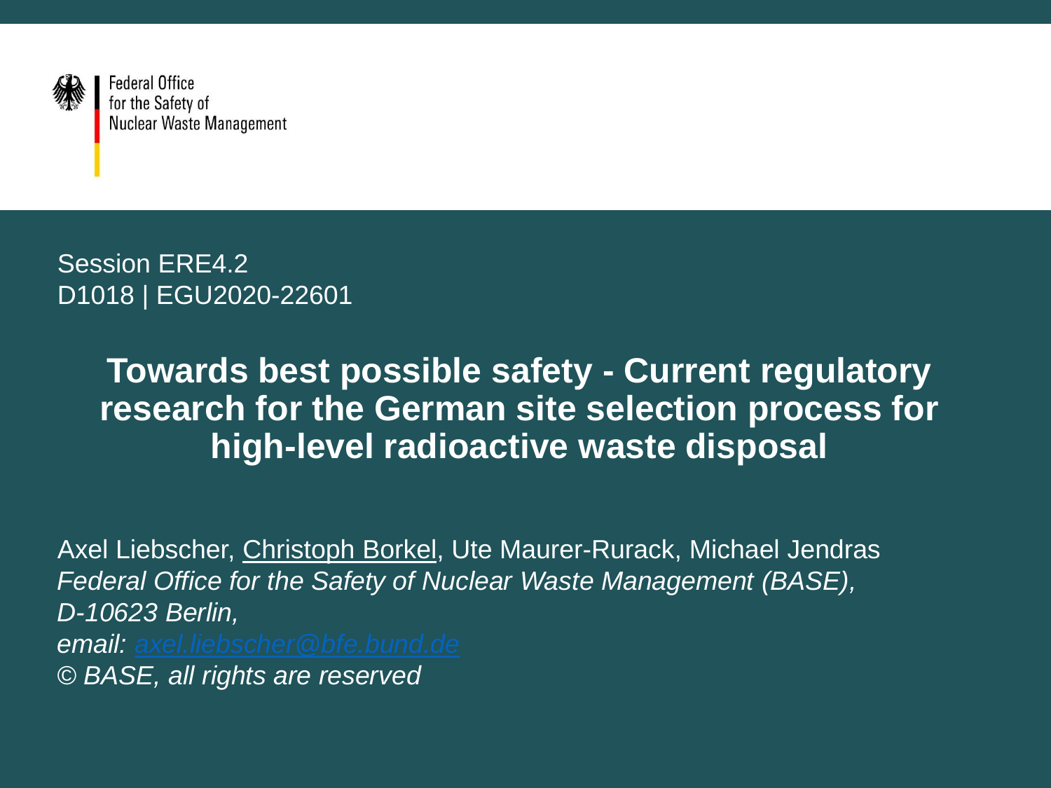Federal Office
for the Safety of
Nuclear Waste Management

Session ERE4.2
D1018 | EGU2020-22601

# Towards best possible safety - Current regulatory research for the German site selection process for high-level radioactive waste disposal

Axel Liebscher, Christoph Borkel, Ute Maurer-Rurack, Michael Jendras
*Federal Office for the Safety of Nuclear Waste Management (BASE),*
*D-10623 Berlin,*
*email: axel.liebscher@bfe.bund.de*
*© BASE, all rights are reserved*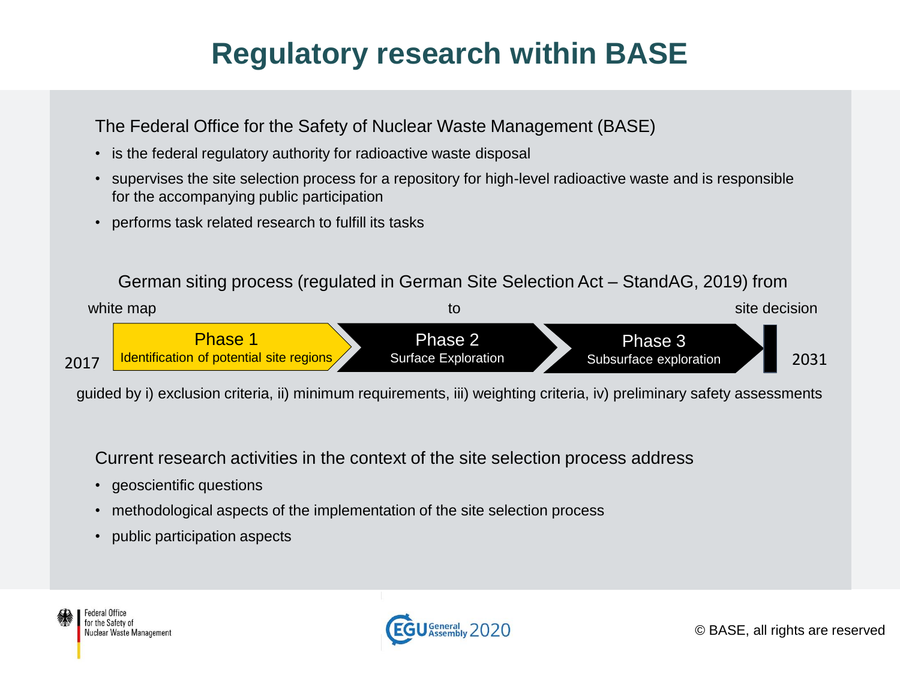# Regulatory research within BASE

The Federal Office for the Safety of Nuclear Waste Management (BASE)

- is the federal regulatory authority for radioactive waste disposal
- supervises the site selection process for a repository for high-level radioactive waste and is responsible for the accompanying public participation
- performs task related research to fulfill its tasks

German siting process (regulated in German Site Selection Act – StandAG, 2019) from

white map to site decision

2017 → **Phase 1** Identification of potential site regions → **Phase 2** Surface Exploration → **Phase 3** Subsurface exploration → 2031

guided by i) exclusion criteria, ii) minimum requirements, iii) weighting criteria, iv) preliminary safety assessments

Current research activities in the context of the site selection process address

- geoscientific questions
- methodological aspects of the implementation of the site selection process
- public participation aspects

Federal Office for the Safety of Nuclear Waste Management

EGU General Assembly 2020

© BASE, all rights are reserved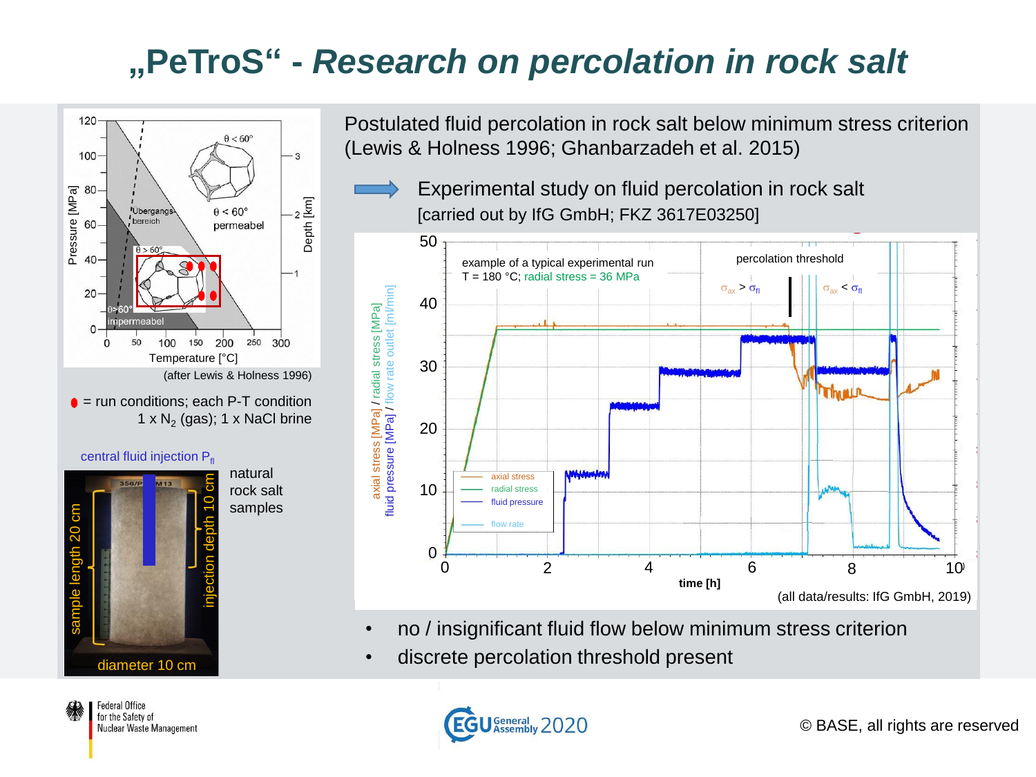# „PeTroS“ - *Research on percolation in rock salt*

Postulated fluid percolation in rock salt below minimum stress criterion (Lewis & Holness 1996; Ghanbarzadeh et al. 2015)

Experimental study on fluid percolation in rock salt
[carried out by IfG GmbH; FKZ 3617E03250]

(after Lewis & Holness 1996)

● = run conditions; each P-T condition 1 x $N_2$ (gas); 1 x NaCl brine

central fluid injection $P_{fl}$

natural rock salt samples

(all data/results: IfG GmbH, 2019)

- no / insignificant fluid flow below minimum stress criterion
- discrete percolation threshold present

© BASE, all rights are reserved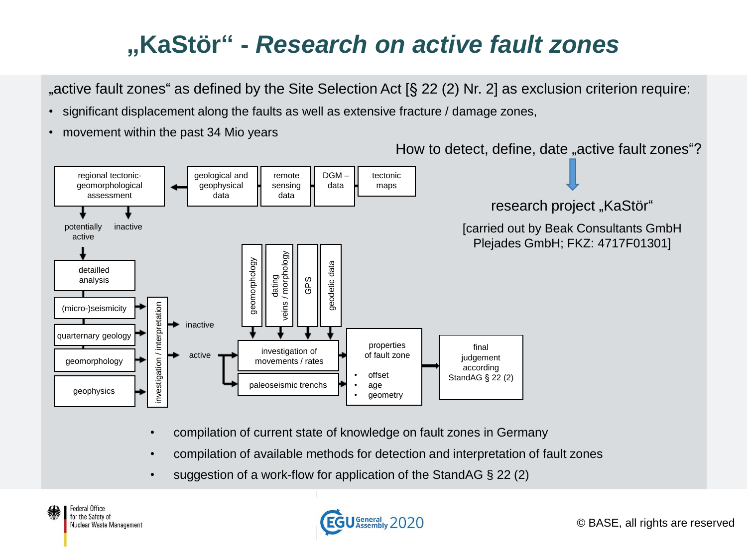# „KaStör" - *Research on active fault zones*

„active fault zones" as defined by the Site Selection Act [§ 22 (2) Nr. 2] as exclusion criterion require:

- significant displacement along the faults as well as extensive fracture / damage zones,
- movement within the past 34 Mio years

How to detect, define, date „active fault zones"?

research project „KaStör"

[carried out by Beak Consultants GmbH Plejades GmbH; FKZ: 4717F01301]

regional tectonic-geomorphological assessment ← geological and geophysical data | remote sensing data | DGM – data | tectonic maps

potentially active | inactive

detailled analysis

(micro-)seismicity | quarternary geology | geomorphology | geophysics → investigation / interpretation → inactive | active

geomorphology | dating veins / morphology | GPS | geodetic data

active → investigation of movements / rates | paleoseismic trenchs → properties of fault zone

- offset
- age
- geometry

→ final judgement according StandAG § 22 (2)

- compilation of current state of knowledge on fault zones in Germany
- compilation of available methods for detection and interpretation of fault zones
- suggestion of a work-flow for application of the StandAG § 22 (2)

Federal Office for the Safety of Nuclear Waste Management

© BASE, all rights are reserved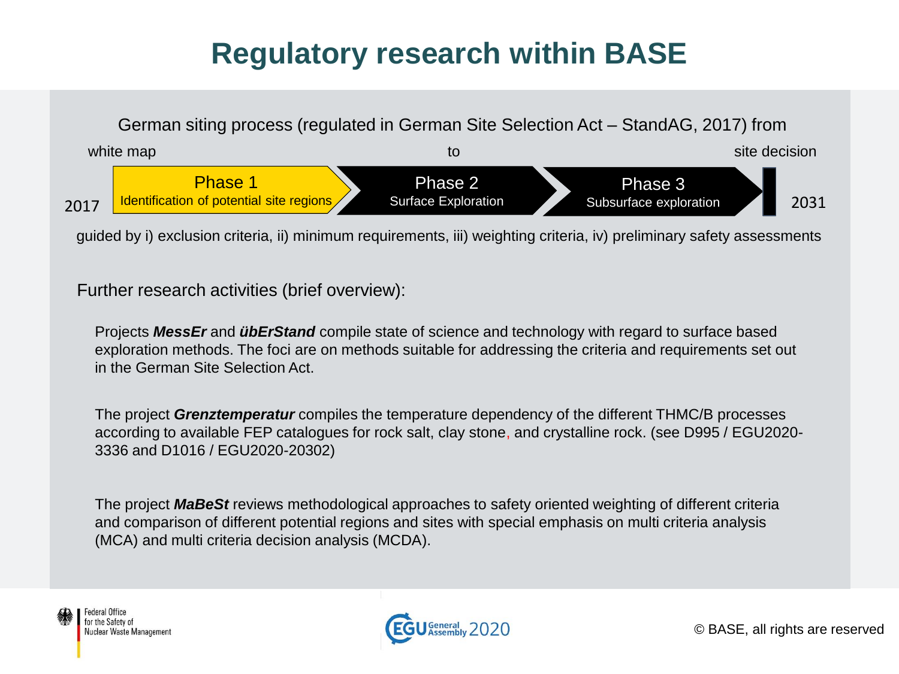# Regulatory research within BASE

German siting process (regulated in German Site Selection Act – StandAG, 2017) from

white map to site decision

2017

Phase 1
Identification of potential site regions

Phase 2
Surface Exploration

Phase 3
Subsurface exploration

2031

guided by i) exclusion criteria, ii) minimum requirements, iii) weighting criteria, iv) preliminary safety assessments

Further research activities (brief overview):

Projects ***MessEr*** and ***übErStand*** compile state of science and technology with regard to surface based exploration methods. The foci are on methods suitable for addressing the criteria and requirements set out in the German Site Selection Act.

The project ***Grenztemperatur*** compiles the temperature dependency of the different THMC/B processes according to available FEP catalogues for rock salt, clay stone, and crystalline rock. (see D995 / EGU2020-3336 and D1016 / EGU2020-20302)

The project ***MaBeSt*** reviews methodological approaches to safety oriented weighting of different criteria and comparison of different potential regions and sites with special emphasis on multi criteria analysis (MCA) and multi criteria decision analysis (MCDA).

Federal Office for the Safety of Nuclear Waste Management

EGU General Assembly 2020

© BASE, all rights are reserved